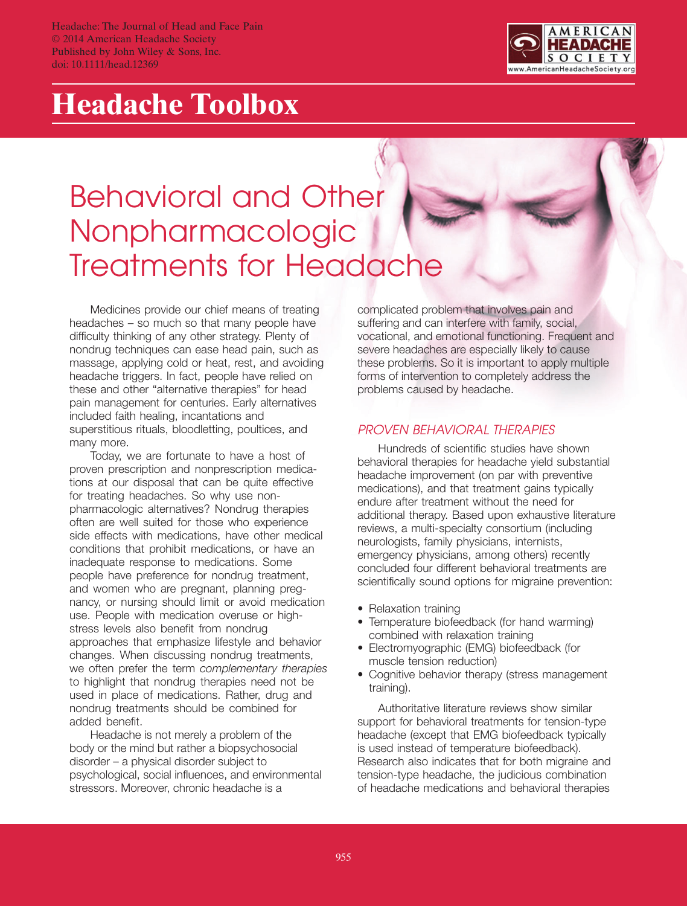# Headache Toolbox

## Behavioral and Other Nonpharmacologic Treatments for Headache

Medicines provide our chief means of treating headaches – so much so that many people have difficulty thinking of any other strategy. Plenty of nondrug techniques can ease head pain, such as massage, applying cold or heat, rest, and avoiding headache triggers. In fact, people have relied on these and other "alternative therapies" for head pain management for centuries. Early alternatives included faith healing, incantations and superstitious rituals, bloodletting, poultices, and many more.

Today, we are fortunate to have a host of proven prescription and nonprescription medications at our disposal that can be quite effective for treating headaches. So why use nonpharmacologic alternatives? Nondrug therapies often are well suited for those who experience side effects with medications, have other medical conditions that prohibit medications, or have an inadequate response to medications. Some people have preference for nondrug treatment, and women who are pregnant, planning pregnancy, or nursing should limit or avoid medication use. People with medication overuse or high-stress levels also benefit from nondrug approaches that emphasize lifestyle and behavior changes. When discussing nondrug treatments, we often prefer the term *complementary therapies* to highlight that nondrug therapies need not be used in place of medications. Rather, drug and nondrug treatments should be combined for added benefit.

Headache is not merely a problem of the body or the mind but rather a biopsychosocial disorder – a physical disorder subject to psychological, social influences, and environmental stressors. Moreover, chronic headache is a complicated problem that involves pain and suffering and can interfere with family, social, vocational, and emotional functioning. Frequent and severe headaches are especially likely to cause these problems. So it is important to apply multiple forms of intervention to completely address the problems caused by headache.

### *PROVEN BEHAVIORAL THERAPIES*

Hundreds of scientific studies have shown behavioral therapies for headache yield substantial headache improvement (on par with preventive medications), and that treatment gains typically endure after treatment without the need for additional therapy. Based upon exhaustive literature reviews, a multi-specialty consortium (including neurologists, family physicians, internists, emergency physicians, among others) recently concluded four different behavioral treatments are scientifically sound options for migraine prevention:

- Relaxation training
- Temperature biofeedback (for hand warming) combined with relaxation training
- Electromyographic (EMG) biofeedback (for muscle tension reduction)
- Cognitive behavior therapy (stress management training).

Authoritative literature reviews show similar support for behavioral treatments for tension-type headache (except that EMG biofeedback typically is used instead of temperature biofeedback). Research also indicates that for both migraine and tension-type headache, the judicious combination of headache medications and behavioral therapies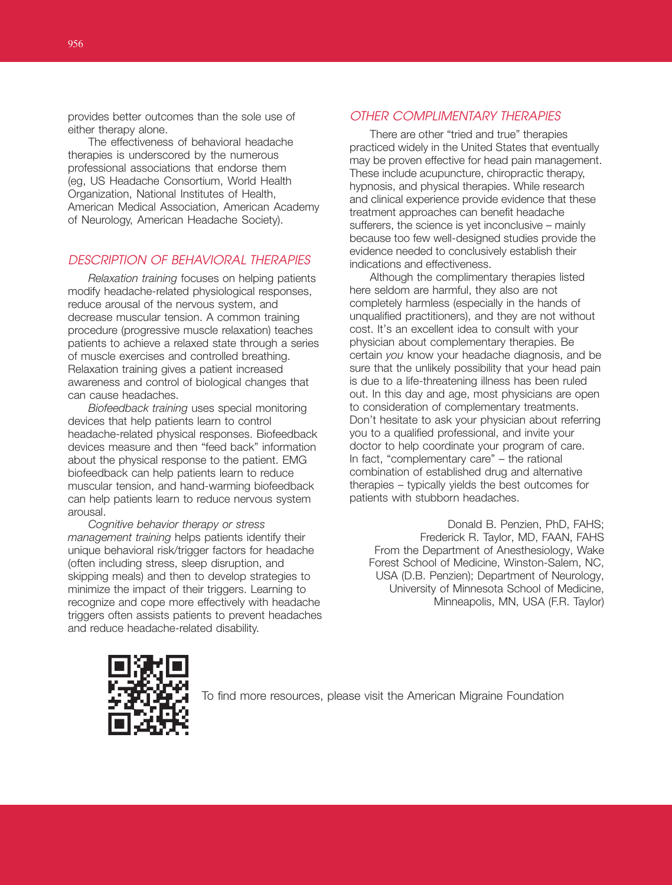provides better outcomes than the sole use of either therapy alone.

The effectiveness of behavioral headache therapies is underscored by the numerous professional associations that endorse them (eg, US Headache Consortium, World Health Organization, National Institutes of Health, American Medical Association, American Academy of Neurology, American Headache Society).

## DESCRIPTION OF BEHAVIORAL THERAPIES

*Relaxation training* focuses on helping patients modify headache-related physiological responses, reduce arousal of the nervous system, and decrease muscular tension. A common training procedure (progressive muscle relaxation) teaches patients to achieve a relaxed state through a series of muscle exercises and controlled breathing. Relaxation training gives a patient increased awareness and control of biological changes that can cause headaches.

*Biofeedback training* uses special monitoring devices that help patients learn to control headache-related physical responses. Biofeedback devices measure and then "feed back" information about the physical response to the patient. EMG biofeedback can help patients learn to reduce muscular tension, and hand-warming biofeedback can help patients learn to reduce nervous system arousal.

*Cognitive behavior therapy or stress management training* helps patients identify their unique behavioral risk/trigger factors for headache (often including stress, sleep disruption, and skipping meals) and then to develop strategies to minimize the impact of their triggers. Learning to recognize and cope more effectively with headache triggers often assists patients to prevent headaches and reduce headache-related disability.

## OTHER COMPLIMENTARY THERAPIES

There are other "tried and true" therapies practiced widely in the United States that eventually may be proven effective for head pain management. These include acupuncture, chiropractic therapy, hypnosis, and physical therapies. While research and clinical experience provide evidence that these treatment approaches can benefit headache sufferers, the science is yet inconclusive – mainly because too few well-designed studies provide the evidence needed to conclusively establish their indications and effectiveness.

Although the complimentary therapies listed here seldom are harmful, they also are not completely harmless (especially in the hands of unqualified practitioners), and they are not without cost. It's an excellent idea to consult with your physician about complementary therapies. Be certain *you* know your headache diagnosis, and be sure that the unlikely possibility that your head pain is due to a life-threatening illness has been ruled out. In this day and age, most physicians are open to consideration of complementary treatments. Don't hesitate to ask your physician about referring you to a qualified professional, and invite your doctor to help coordinate your program of care. In fact, "complementary care" – the rational combination of established drug and alternative therapies – typically yields the best outcomes for patients with stubborn headaches.

Donald B. Penzien, PhD, FAHS;
Frederick R. Taylor, MD, FAAN, FAHS
From the Department of Anesthesiology, Wake Forest School of Medicine, Winston-Salem, NC, USA (D.B. Penzien); Department of Neurology, University of Minnesota School of Medicine, Minneapolis, MN, USA (F.R. Taylor)

To find more resources, please visit the American Migraine Foundation